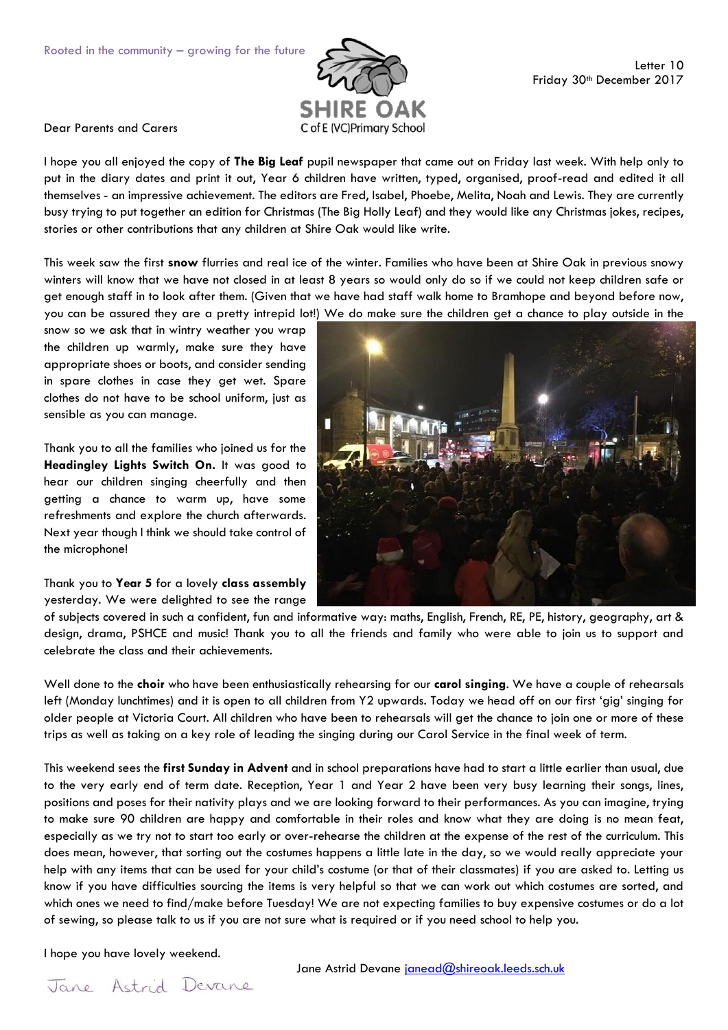Rooted in the community – growing for the future

SHIRE OAK
C of E (VC) Primary School

Letter 10
Friday 30th December 2017

Dear Parents and Carers

I hope you all enjoyed the copy of **The Big Leaf** pupil newspaper that came out on Friday last week. With help only to put in the diary dates and print it out, Year 6 children have written, typed, organised, proof-read and edited it all themselves - an impressive achievement. The editors are Fred, Isabel, Phoebe, Melita, Noah and Lewis. They are currently busy trying to put together an edition for Christmas (The Big Holly Leaf) and they would like any Christmas jokes, recipes, stories or other contributions that any children at Shire Oak would like write.

This week saw the first **snow** flurries and real ice of the winter. Families who have been at Shire Oak in previous snowy winters will know that we have not closed in at least 8 years so would only do so if we could not keep children safe or get enough staff in to look after them. (Given that we have had staff walk home to Bramhope and beyond before now, you can be assured they are a pretty intrepid lot!) We do make sure the children get a chance to play outside in the snow so we ask that in wintry weather you wrap the children up warmly, make sure they have appropriate shoes or boots, and consider sending in spare clothes in case they get wet. Spare clothes do not have to be school uniform, just as sensible as you can manage.

Thank you to all the families who joined us for the **Headingley Lights Switch On.** It was good to hear our children singing cheerfully and then getting a chance to warm up, have some refreshments and explore the church afterwards. Next year though I think we should take control of the microphone!

Thank you to **Year 5** for a lovely **class assembly** yesterday. We were delighted to see the range of subjects covered in such a confident, fun and informative way: maths, English, French, RE, PE, history, geography, art & design, drama, PSHCE and music! Thank you to all the friends and family who were able to join us to support and celebrate the class and their achievements.

Well done to the **choir** who have been enthusiastically rehearsing for our **carol singing**. We have a couple of rehearsals left (Monday lunchtimes) and it is open to all children from Y2 upwards. Today we head off on our first 'gig' singing for older people at Victoria Court. All children who have been to rehearsals will get the chance to join one or more of these trips as well as taking on a key role of leading the singing during our Carol Service in the final week of term.

This weekend sees the **first Sunday in Advent** and in school preparations have had to start a little earlier than usual, due to the very early end of term date. Reception, Year 1 and Year 2 have been very busy learning their songs, lines, positions and poses for their nativity plays and we are looking forward to their performances. As you can imagine, trying to make sure 90 children are happy and comfortable in their roles and know what they are doing is no mean feat, especially as we try not to start too early or over-rehearse the children at the expense of the rest of the curriculum. This does mean, however, that sorting out the costumes happens a little late in the day, so we would really appreciate your help with any items that can be used for your child's costume (or that of their classmates) if you are asked to. Letting us know if you have difficulties sourcing the items is very helpful so that we can work out which costumes are sorted, and which ones we need to find/make before Tuesday! We are not expecting families to buy expensive costumes or do a lot of sewing, so please talk to us if you are not sure what is required or if you need school to help you.

I hope you have lovely weekend.

Jane Astrid Devane

Jane Astrid Devane janead@shireoak.leeds.sch.uk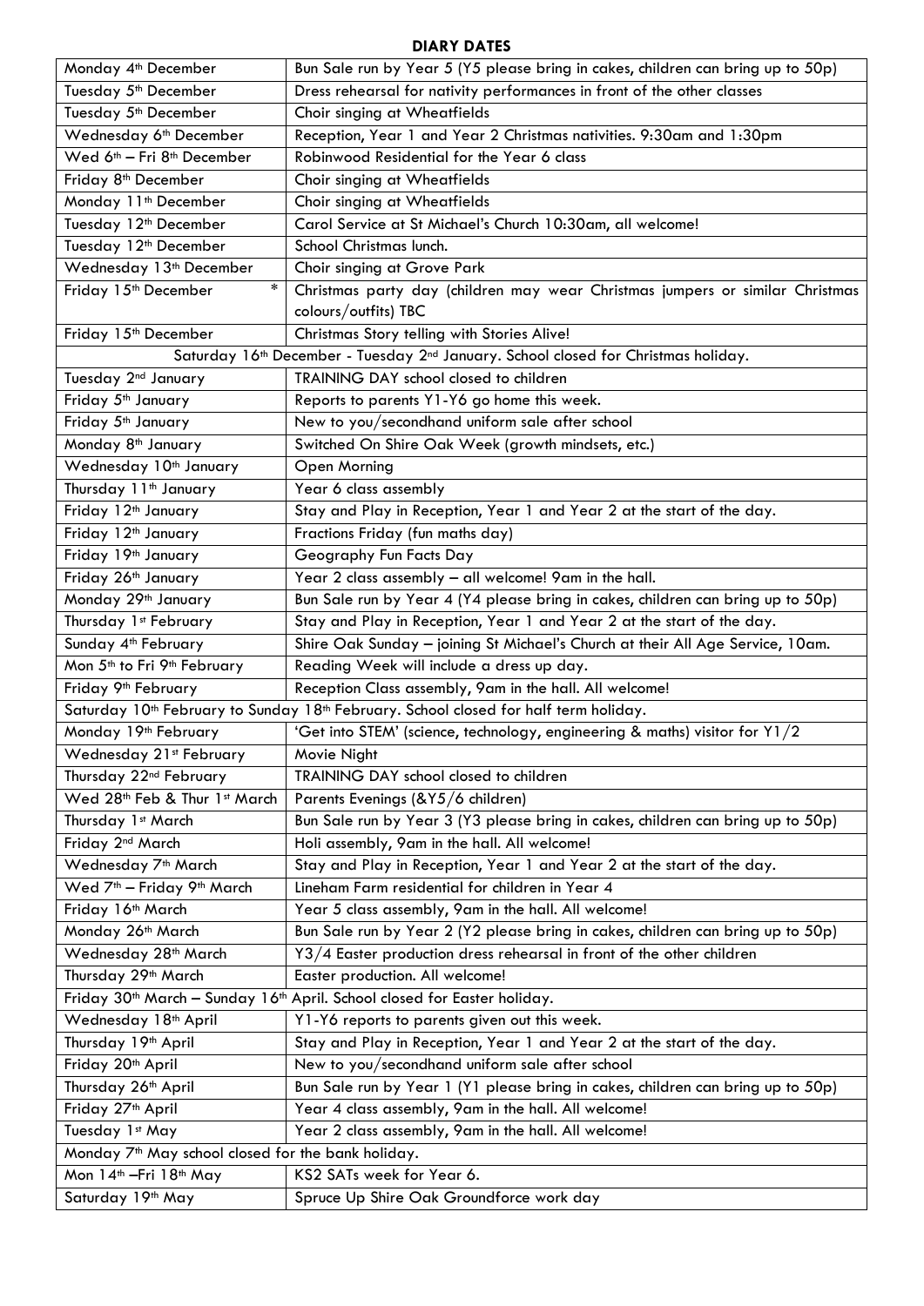**DIARY DATES**

| | |
|---|---|
| Monday 4th December | Bun Sale run by Year 5 (Y5 please bring in cakes, children can bring up to 50p) |
| Tuesday 5th December | Dress rehearsal for nativity performances in front of the other classes |
| Tuesday 5th December | Choir singing at Wheatfields |
| Wednesday 6th December | Reception, Year 1 and Year 2 Christmas nativities. 9:30am and 1:30pm |
| Wed 6th – Fri 8th December | Robinwood Residential for the Year 6 class |
| Friday 8th December | Choir singing at Wheatfields |
| Monday 11th December | Choir singing at Wheatfields |
| Tuesday 12th December | Carol Service at St Michael's Church 10:30am, all welcome! |
| Tuesday 12th December | School Christmas lunch. |
| Wednesday 13th December | Choir singing at Grove Park |
| Friday 15th December * | Christmas party day (children may wear Christmas jumpers or similar Christmas colours/outfits) TBC |
| Friday 15th December | Christmas Story telling with Stories Alive! |
| Saturday 16th December - Tuesday 2nd January. School closed for Christmas holiday. | |
| Tuesday 2nd January | TRAINING DAY school closed to children |
| Friday 5th January | Reports to parents Y1-Y6 go home this week. |
| Friday 5th January | New to you/secondhand uniform sale after school |
| Monday 8th January | Switched On Shire Oak Week (growth mindsets, etc.) |
| Wednesday 10th January | Open Morning |
| Thursday 11th January | Year 6 class assembly |
| Friday 12th January | Stay and Play in Reception, Year 1 and Year 2 at the start of the day. |
| Friday 12th January | Fractions Friday (fun maths day) |
| Friday 19th January | Geography Fun Facts Day |
| Friday 26th January | Year 2 class assembly – all welcome! 9am in the hall. |
| Monday 29th January | Bun Sale run by Year 4 (Y4 please bring in cakes, children can bring up to 50p) |
| Thursday 1st February | Stay and Play in Reception, Year 1 and Year 2 at the start of the day. |
| Sunday 4th February | Shire Oak Sunday – joining St Michael's Church at their All Age Service, 10am. |
| Mon 5th to Fri 9th February | Reading Week will include a dress up day. |
| Friday 9th February | Reception Class assembly, 9am in the hall. All welcome! |
| Saturday 10th February to Sunday 18th February. School closed for half term holiday. | |
| Monday 19th February | 'Get into STEM' (science, technology, engineering & maths) visitor for Y1/2 |
| Wednesday 21st February | Movie Night |
| Thursday 22nd February | TRAINING DAY school closed to children |
| Wed 28th Feb & Thur 1st March | Parents Evenings (&Y5/6 children) |
| Thursday 1st March | Bun Sale run by Year 3 (Y3 please bring in cakes, children can bring up to 50p) |
| Friday 2nd March | Holi assembly, 9am in the hall. All welcome! |
| Wednesday 7th March | Stay and Play in Reception, Year 1 and Year 2 at the start of the day. |
| Wed 7th – Friday 9th March | Lineham Farm residential for children in Year 4 |
| Friday 16th March | Year 5 class assembly, 9am in the hall. All welcome! |
| Monday 26th March | Bun Sale run by Year 2 (Y2 please bring in cakes, children can bring up to 50p) |
| Wednesday 28th March | Y3/4 Easter production dress rehearsal in front of the other children |
| Thursday 29th March | Easter production. All welcome! |
| Friday 30th March – Sunday 16th April. School closed for Easter holiday. | |
| Wednesday 18th April | Y1-Y6 reports to parents given out this week. |
| Thursday 19th April | Stay and Play in Reception, Year 1 and Year 2 at the start of the day. |
| Friday 20th April | New to you/secondhand uniform sale after school |
| Thursday 26th April | Bun Sale run by Year 1 (Y1 please bring in cakes, children can bring up to 50p) |
| Friday 27th April | Year 4 class assembly, 9am in the hall. All welcome! |
| Tuesday 1st May | Year 2 class assembly, 9am in the hall. All welcome! |
| Monday 7th May school closed for the bank holiday. | |
| Mon 14th –Fri 18th May | KS2 SATs week for Year 6. |
| Saturday 19th May | Spruce Up Shire Oak Groundforce work day |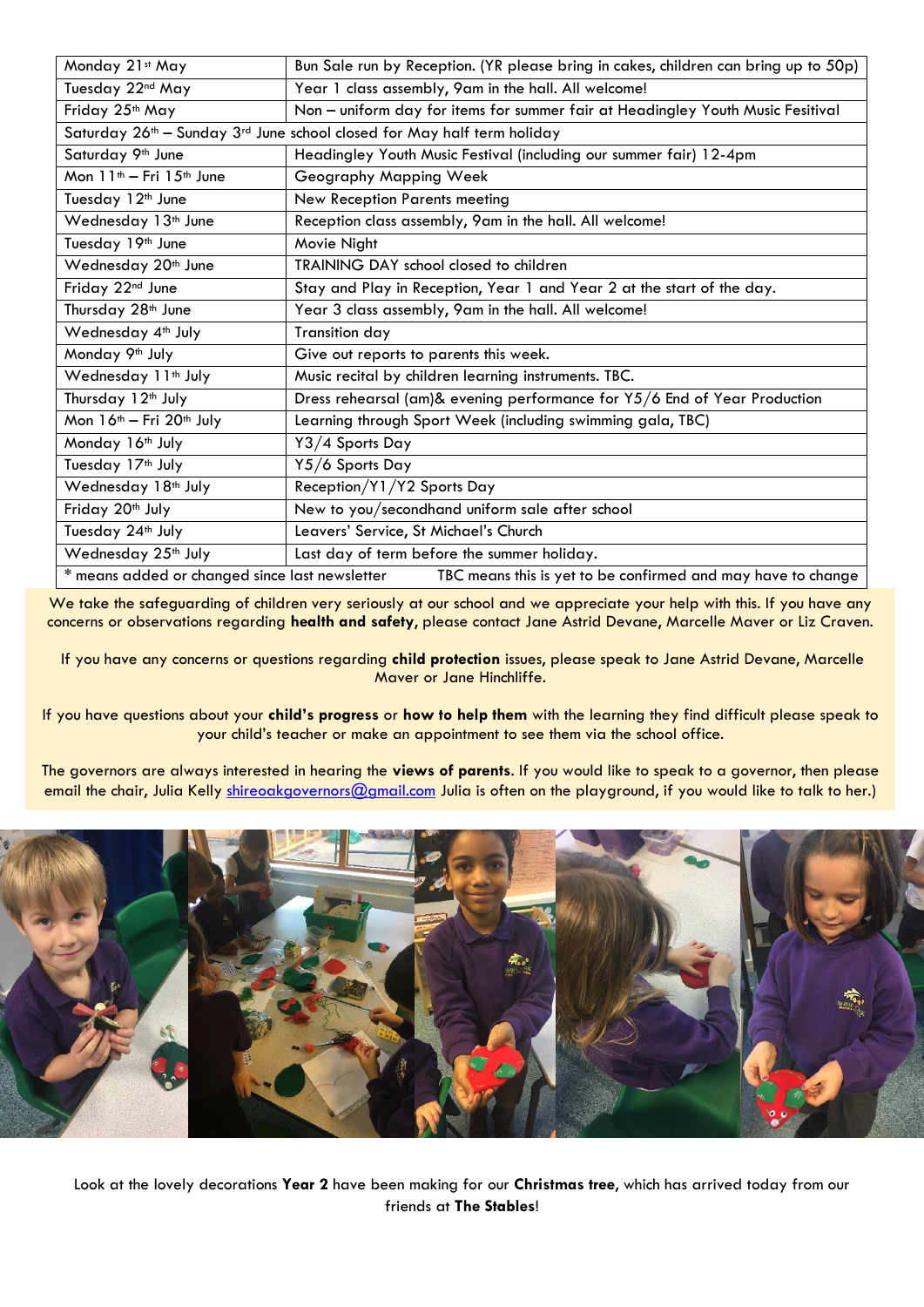| | |
|---|---|
| Monday 21st May | Bun Sale run by Reception. (YR please bring in cakes, children can bring up to 50p) |
| Tuesday 22nd May | Year 1 class assembly, 9am in the hall. All welcome! |
| Friday 25th May | Non – uniform day for items for summer fair at Headingley Youth Music Fesitival |
| Saturday 26th – Sunday 3rd June school closed for May half term holiday | |
| Saturday 9th June | Headingley Youth Music Festival (including our summer fair) 12-4pm |
| Mon 11th – Fri 15th June | Geography Mapping Week |
| Tuesday 12th June | New Reception Parents meeting |
| Wednesday 13th June | Reception class assembly, 9am in the hall. All welcome! |
| Tuesday 19th June | Movie Night |
| Wednesday 20th June | TRAINING DAY school closed to children |
| Friday 22nd June | Stay and Play in Reception, Year 1 and Year 2 at the start of the day. |
| Thursday 28th June | Year 3 class assembly, 9am in the hall. All welcome! |
| Wednesday 4th July | Transition day |
| Monday 9th July | Give out reports to parents this week. |
| Wednesday 11th July | Music recital by children learning instruments. TBC. |
| Thursday 12th July | Dress rehearsal (am)& evening performance for Y5/6 End of Year Production |
| Mon 16th – Fri 20th July | Learning through Sport Week (including swimming gala, TBC) |
| Monday 16th July | Y3/4 Sports Day |
| Tuesday 17th July | Y5/6 Sports Day |
| Wednesday 18th July | Reception/Y1/Y2 Sports Day |
| Friday 20th July | New to you/secondhand uniform sale after school |
| Tuesday 24th July | Leavers' Service, St Michael's Church |
| Wednesday 25th July | Last day of term before the summer holiday. |
| * means added or changed since last newsletter | TBC means this is yet to be confirmed and may have to change |

We take the safeguarding of children very seriously at our school and we appreciate your help with this. If you have any concerns or observations regarding **health and safety**, please contact Jane Astrid Devane, Marcelle Maver or Liz Craven.

If you have any concerns or questions regarding **child protection** issues, please speak to Jane Astrid Devane, Marcelle Maver or Jane Hinchliffe.

If you have questions about your **child's progress** or **how to help them** with the learning they find difficult please speak to your child's teacher or make an appointment to see them via the school office.

The governors are always interested in hearing the **views of parents**. If you would like to speak to a governor, then please email the chair, Julia Kelly shireoakgovernors@gmail.com Julia is often on the playground, if you would like to talk to her.)

Look at the lovely decorations **Year 2** have been making for our **Christmas tree**, which has arrived today from our friends at **The Stables**!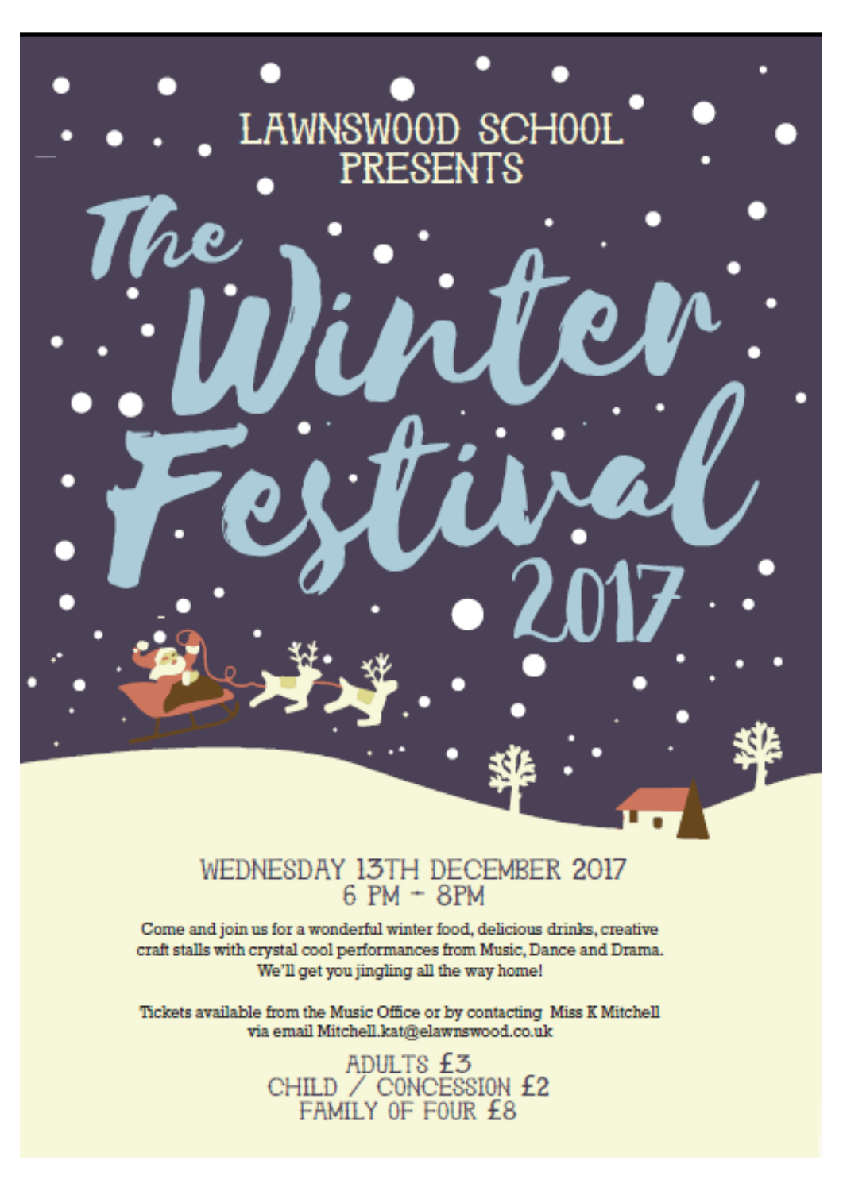LAWNSWOOD SCHOOL PRESENTS

# The Winter Festival 2017

## WEDNESDAY 13TH DECEMBER 2017
## 6 PM – 8PM

Come and join us for a wonderful winter food, delicious drinks, creative craft stalls with crystal cool performances from Music, Dance and Drama. We'll get you jingling all the way home!

Tickets available from the Music Office or by contacting Miss K Mitchell via email Mitchell.kat@elawnswood.co.uk

ADULTS £3
CHILD / CONCESSION £2
FAMILY OF FOUR £8